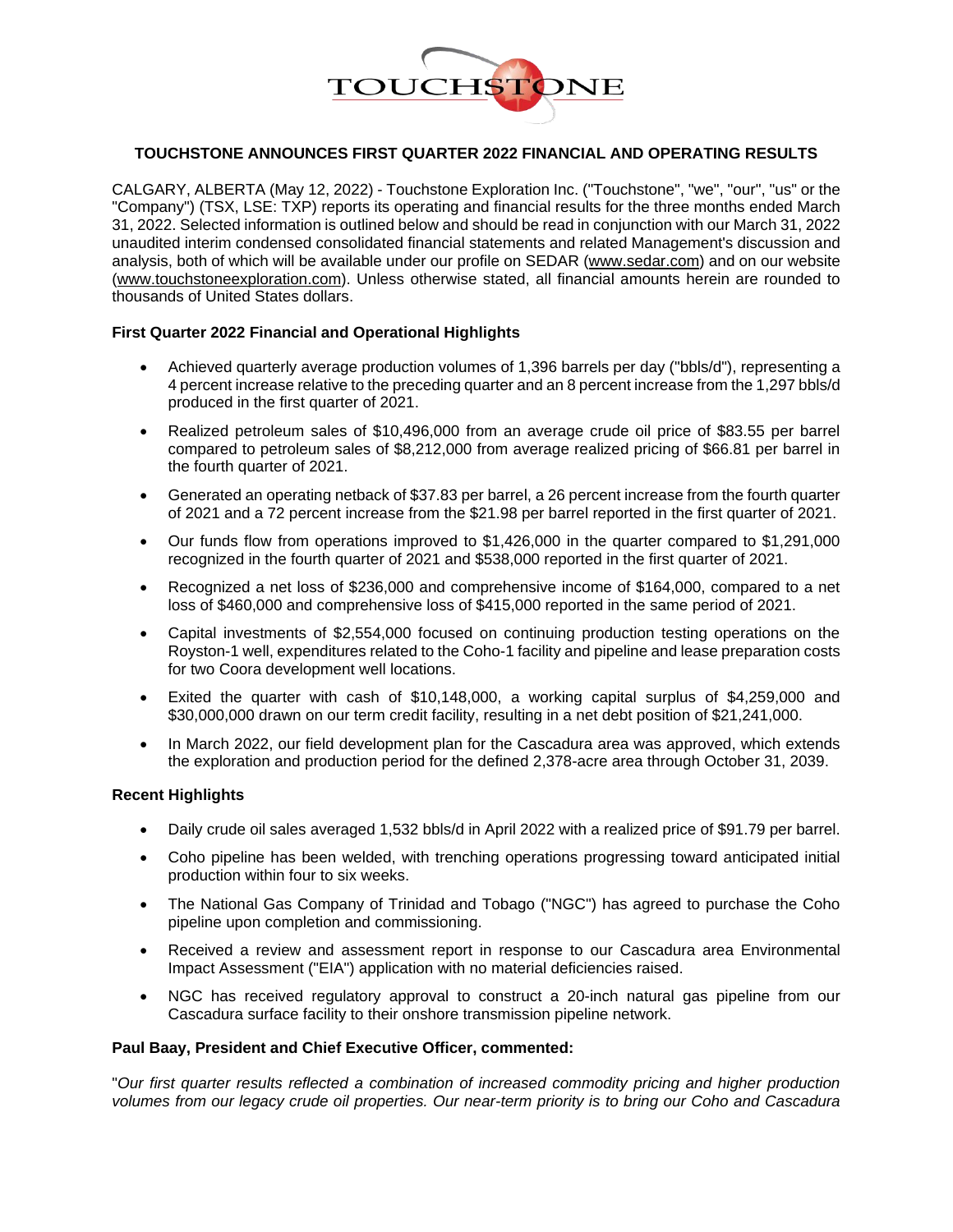# TOUCHSTONE ANNOUNCES FIRST QUARTER 2022 FINANCIAL AND OPERATING RESULTS

CALGARY, ALBERTA (May 12, 2022) - Touchstone Exploration Inc. ("Touchstone", "we", "our", "us" or the "Company") (TSX, LSE: TXP) reports its operating and financial results for the three months ended March 31, 2022. Selected information is outlined below and should be read in conjunction with our March 31, 2022 unaudited interim condensed consolidated financial statements and related Management's discussion and analysis, both of which will be available under our profile on SEDAR (www.sedar.com) and on our website (www.touchstoneexploration.com). Unless otherwise stated, all financial amounts herein are rounded to thousands of United States dollars.

**First Quarter 2022 Financial and Operational Highlights**

- Achieved quarterly average production volumes of 1,396 barrels per day ("bbls/d"), representing a 4 percent increase relative to the preceding quarter and an 8 percent increase from the 1,297 bbls/d produced in the first quarter of 2021.
- Realized petroleum sales of $10,496,000 from an average crude oil price of $83.55 per barrel compared to petroleum sales of $8,212,000 from average realized pricing of $66.81 per barrel in the fourth quarter of 2021.
- Generated an operating netback of $37.83 per barrel, a 26 percent increase from the fourth quarter of 2021 and a 72 percent increase from the $21.98 per barrel reported in the first quarter of 2021.
- Our funds flow from operations improved to $1,426,000 in the quarter compared to $1,291,000 recognized in the fourth quarter of 2021 and $538,000 reported in the first quarter of 2021.
- Recognized a net loss of $236,000 and comprehensive income of $164,000, compared to a net loss of $460,000 and comprehensive loss of $415,000 reported in the same period of 2021.
- Capital investments of $2,554,000 focused on continuing production testing operations on the Royston-1 well, expenditures related to the Coho-1 facility and pipeline and lease preparation costs for two Coora development well locations.
- Exited the quarter with cash of $10,148,000, a working capital surplus of $4,259,000 and $30,000,000 drawn on our term credit facility, resulting in a net debt position of $21,241,000.
- In March 2022, our field development plan for the Cascadura area was approved, which extends the exploration and production period for the defined 2,378-acre area through October 31, 2039.

**Recent Highlights**

- Daily crude oil sales averaged 1,532 bbls/d in April 2022 with a realized price of $91.79 per barrel.
- Coho pipeline has been welded, with trenching operations progressing toward anticipated initial production within four to six weeks.
- The National Gas Company of Trinidad and Tobago ("NGC") has agreed to purchase the Coho pipeline upon completion and commissioning.
- Received a review and assessment report in response to our Cascadura area Environmental Impact Assessment ("EIA") application with no material deficiencies raised.
- NGC has received regulatory approval to construct a 20-inch natural gas pipeline from our Cascadura surface facility to their onshore transmission pipeline network.

**Paul Baay, President and Chief Executive Officer, commented:**

"*Our first quarter results reflected a combination of increased commodity pricing and higher production volumes from our legacy crude oil properties. Our near-term priority is to bring our Coho and Cascadura*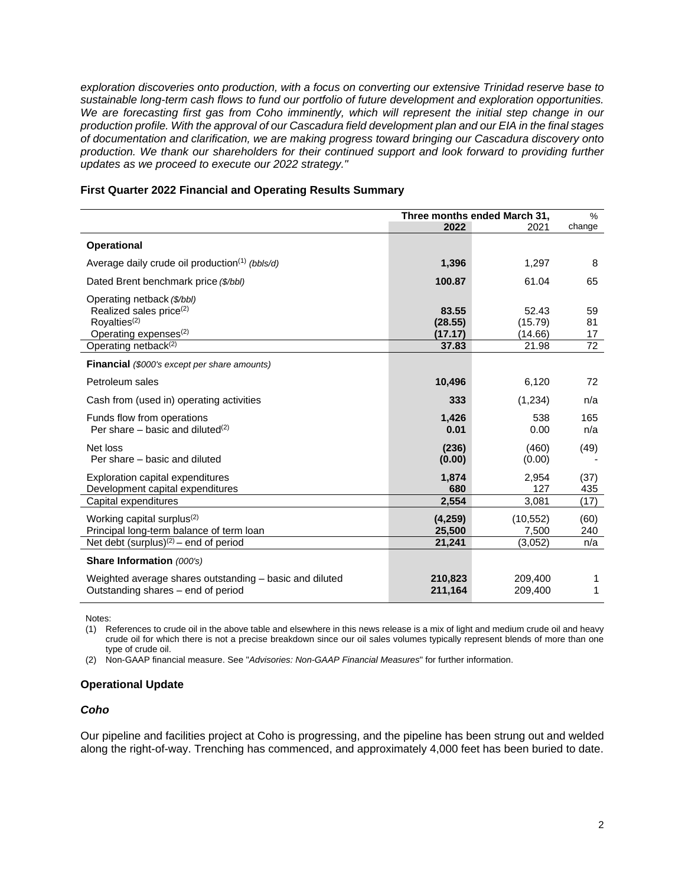*exploration discoveries onto production, with a focus on converting our extensive Trinidad reserve base to sustainable long-term cash flows to fund our portfolio of future development and exploration opportunities. We are forecasting first gas from Coho imminently, which will represent the initial step change in our production profile. With the approval of our Cascadura field development plan and our EIA in the final stages of documentation and clarification, we are making progress toward bringing our Cascadura discovery onto production. We thank our shareholders for their continued support and look forward to providing further updates as we proceed to execute our 2022 strategy."*

## First Quarter 2022 Financial and Operating Results Summary

| | Three months ended March 31, | | % |
|---|---|---|---|
| | **2022** | 2021 | change |
| **Operational** | | | |
| Average daily crude oil production[1] *(bbls/d)* | **1,396** | 1,297 | 8 |
| Dated Brent benchmark price *($/bbl)* | **100.87** | 61.04 | 65 |
| Operating netback *($/bbl)* | | | |
| Realized sales price[2] | **83.55** | 52.43 | 59 |
| Royalties[2] | **(28.55)** | (15.79) | 81 |
| Operating expenses[2] | **(17.17)** | (14.66) | 17 |
| Operating netback[2] | **37.83** | 21.98 | 72 |
| **Financial** *($000's except per share amounts)* | | | |
| Petroleum sales | **10,496** | 6,120 | 72 |
| Cash from (used in) operating activities | **333** | (1,234) | n/a |
| Funds flow from operations | **1,426** | 538 | 165 |
| Per share – basic and diluted[2] | **0.01** | 0.00 | n/a |
| Net loss | **(236)** | (460) | (49) |
| Per share – basic and diluted | **(0.00)** | (0.00) | - |
| Exploration capital expenditures | **1,874** | 2,954 | (37) |
| Development capital expenditures | **680** | 127 | 435 |
| Capital expenditures | **2,554** | 3,081 | (17) |
| Working capital surplus[2] | **(4,259)** | (10,552) | (60) |
| Principal long-term balance of term loan | **25,500** | 7,500 | 240 |
| Net debt (surplus)[2] – end of period | **21,241** | (3,052) | n/a |
| **Share Information** *(000's)* | | | |
| Weighted average shares outstanding – basic and diluted | **210,823** | 209,400 | 1 |
| Outstanding shares – end of period | **211,164** | 209,400 | 1 |

Notes:

(1) References to crude oil in the above table and elsewhere in this news release is a mix of light and medium crude oil and heavy crude oil for which there is not a precise breakdown since our oil sales volumes typically represent blends of more than one type of crude oil.

(2) Non-GAAP financial measure. See "*Advisories: Non-GAAP Financial Measures*" for further information.

## Operational Update

### *Coho*

Our pipeline and facilities project at Coho is progressing, and the pipeline has been strung out and welded along the right-of-way. Trenching has commenced, and approximately 4,000 feet has been buried to date.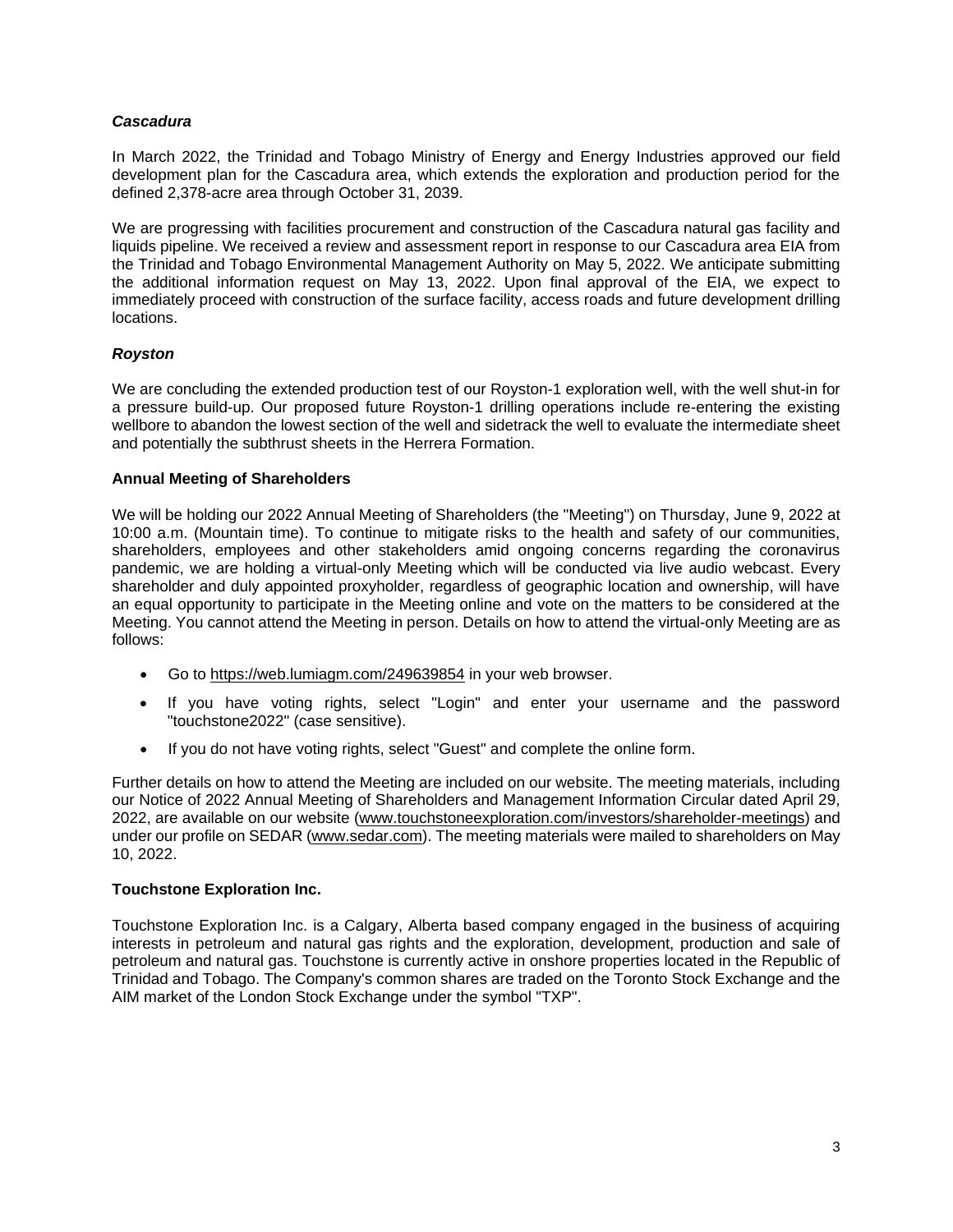### *Cascadura*

In March 2022, the Trinidad and Tobago Ministry of Energy and Energy Industries approved our field development plan for the Cascadura area, which extends the exploration and production period for the defined 2,378-acre area through October 31, 2039.

We are progressing with facilities procurement and construction of the Cascadura natural gas facility and liquids pipeline. We received a review and assessment report in response to our Cascadura area EIA from the Trinidad and Tobago Environmental Management Authority on May 5, 2022. We anticipate submitting the additional information request on May 13, 2022. Upon final approval of the EIA, we expect to immediately proceed with construction of the surface facility, access roads and future development drilling locations.

### *Royston*

We are concluding the extended production test of our Royston-1 exploration well, with the well shut-in for a pressure build-up. Our proposed future Royston-1 drilling operations include re-entering the existing wellbore to abandon the lowest section of the well and sidetrack the well to evaluate the intermediate sheet and potentially the subthrust sheets in the Herrera Formation.

## Annual Meeting of Shareholders

We will be holding our 2022 Annual Meeting of Shareholders (the "Meeting") on Thursday, June 9, 2022 at 10:00 a.m. (Mountain time). To continue to mitigate risks to the health and safety of our communities, shareholders, employees and other stakeholders amid ongoing concerns regarding the coronavirus pandemic, we are holding a virtual-only Meeting which will be conducted via live audio webcast. Every shareholder and duly appointed proxyholder, regardless of geographic location and ownership, will have an equal opportunity to participate in the Meeting online and vote on the matters to be considered at the Meeting. You cannot attend the Meeting in person. Details on how to attend the virtual-only Meeting are as follows:

- Go to https://web.lumiagm.com/249639854 in your web browser.
- If you have voting rights, select "Login" and enter your username and the password "touchstone2022" (case sensitive).
- If you do not have voting rights, select "Guest" and complete the online form.

Further details on how to attend the Meeting are included on our website. The meeting materials, including our Notice of 2022 Annual Meeting of Shareholders and Management Information Circular dated April 29, 2022, are available on our website (www.touchstoneexploration.com/investors/shareholder-meetings) and under our profile on SEDAR (www.sedar.com). The meeting materials were mailed to shareholders on May 10, 2022.

## Touchstone Exploration Inc.

Touchstone Exploration Inc. is a Calgary, Alberta based company engaged in the business of acquiring interests in petroleum and natural gas rights and the exploration, development, production and sale of petroleum and natural gas. Touchstone is currently active in onshore properties located in the Republic of Trinidad and Tobago. The Company's common shares are traded on the Toronto Stock Exchange and the AIM market of the London Stock Exchange under the symbol "TXP".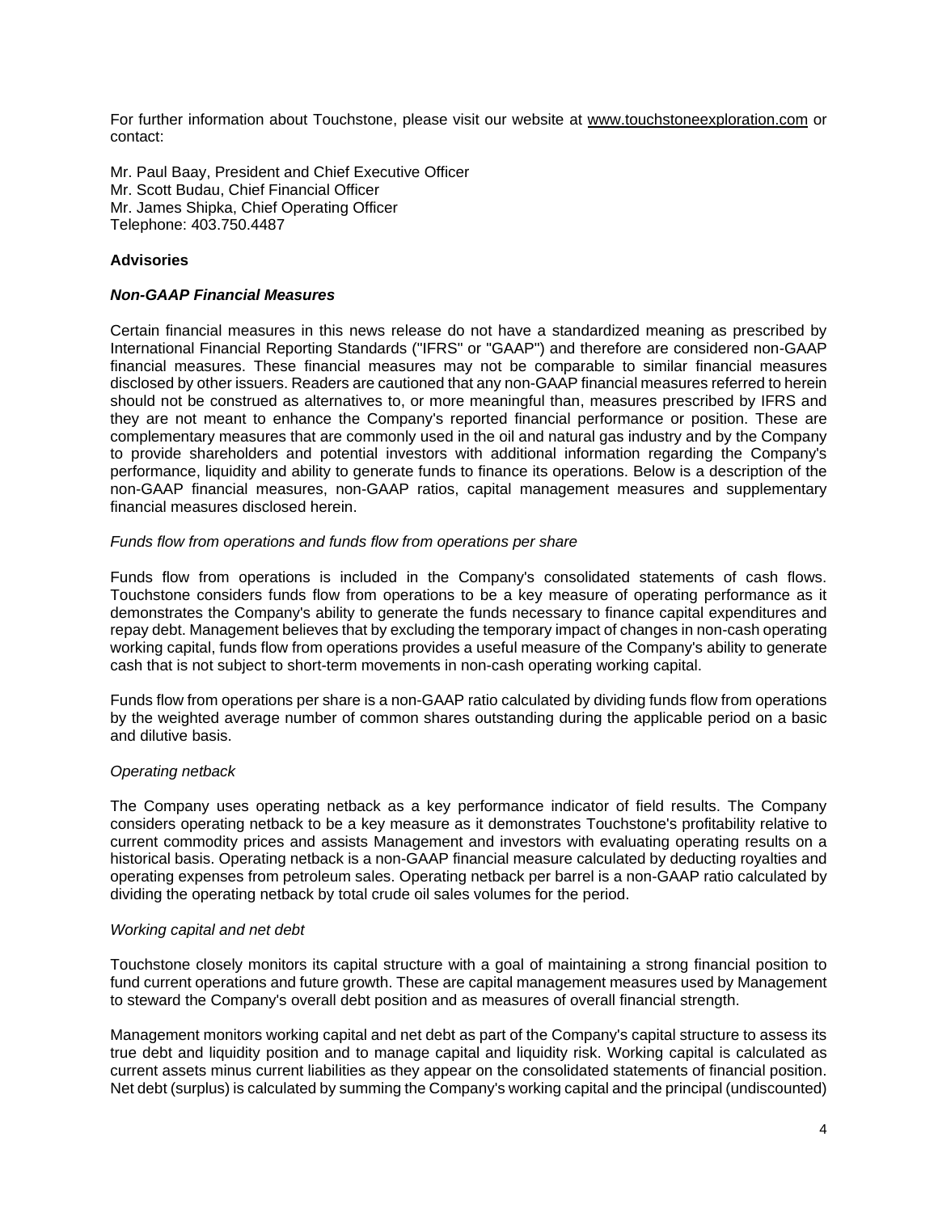For further information about Touchstone, please visit our website at www.touchstoneexploration.com or contact:

Mr. Paul Baay, President and Chief Executive Officer
Mr. Scott Budau, Chief Financial Officer
Mr. James Shipka, Chief Operating Officer
Telephone: 403.750.4487

**Advisories**

***Non-GAAP Financial Measures***

Certain financial measures in this news release do not have a standardized meaning as prescribed by International Financial Reporting Standards ("IFRS" or "GAAP") and therefore are considered non-GAAP financial measures. These financial measures may not be comparable to similar financial measures disclosed by other issuers. Readers are cautioned that any non-GAAP financial measures referred to herein should not be construed as alternatives to, or more meaningful than, measures prescribed by IFRS and they are not meant to enhance the Company's reported financial performance or position. These are complementary measures that are commonly used in the oil and natural gas industry and by the Company to provide shareholders and potential investors with additional information regarding the Company's performance, liquidity and ability to generate funds to finance its operations. Below is a description of the non-GAAP financial measures, non-GAAP ratios, capital management measures and supplementary financial measures disclosed herein.

*Funds flow from operations and funds flow from operations per share*

Funds flow from operations is included in the Company's consolidated statements of cash flows. Touchstone considers funds flow from operations to be a key measure of operating performance as it demonstrates the Company's ability to generate the funds necessary to finance capital expenditures and repay debt. Management believes that by excluding the temporary impact of changes in non-cash operating working capital, funds flow from operations provides a useful measure of the Company's ability to generate cash that is not subject to short-term movements in non-cash operating working capital.

Funds flow from operations per share is a non-GAAP ratio calculated by dividing funds flow from operations by the weighted average number of common shares outstanding during the applicable period on a basic and dilutive basis.

*Operating netback*

The Company uses operating netback as a key performance indicator of field results. The Company considers operating netback to be a key measure as it demonstrates Touchstone's profitability relative to current commodity prices and assists Management and investors with evaluating operating results on a historical basis. Operating netback is a non-GAAP financial measure calculated by deducting royalties and operating expenses from petroleum sales. Operating netback per barrel is a non-GAAP ratio calculated by dividing the operating netback by total crude oil sales volumes for the period.

*Working capital and net debt*

Touchstone closely monitors its capital structure with a goal of maintaining a strong financial position to fund current operations and future growth. These are capital management measures used by Management to steward the Company's overall debt position and as measures of overall financial strength.

Management monitors working capital and net debt as part of the Company's capital structure to assess its true debt and liquidity position and to manage capital and liquidity risk. Working capital is calculated as current assets minus current liabilities as they appear on the consolidated statements of financial position. Net debt (surplus) is calculated by summing the Company's working capital and the principal (undiscounted)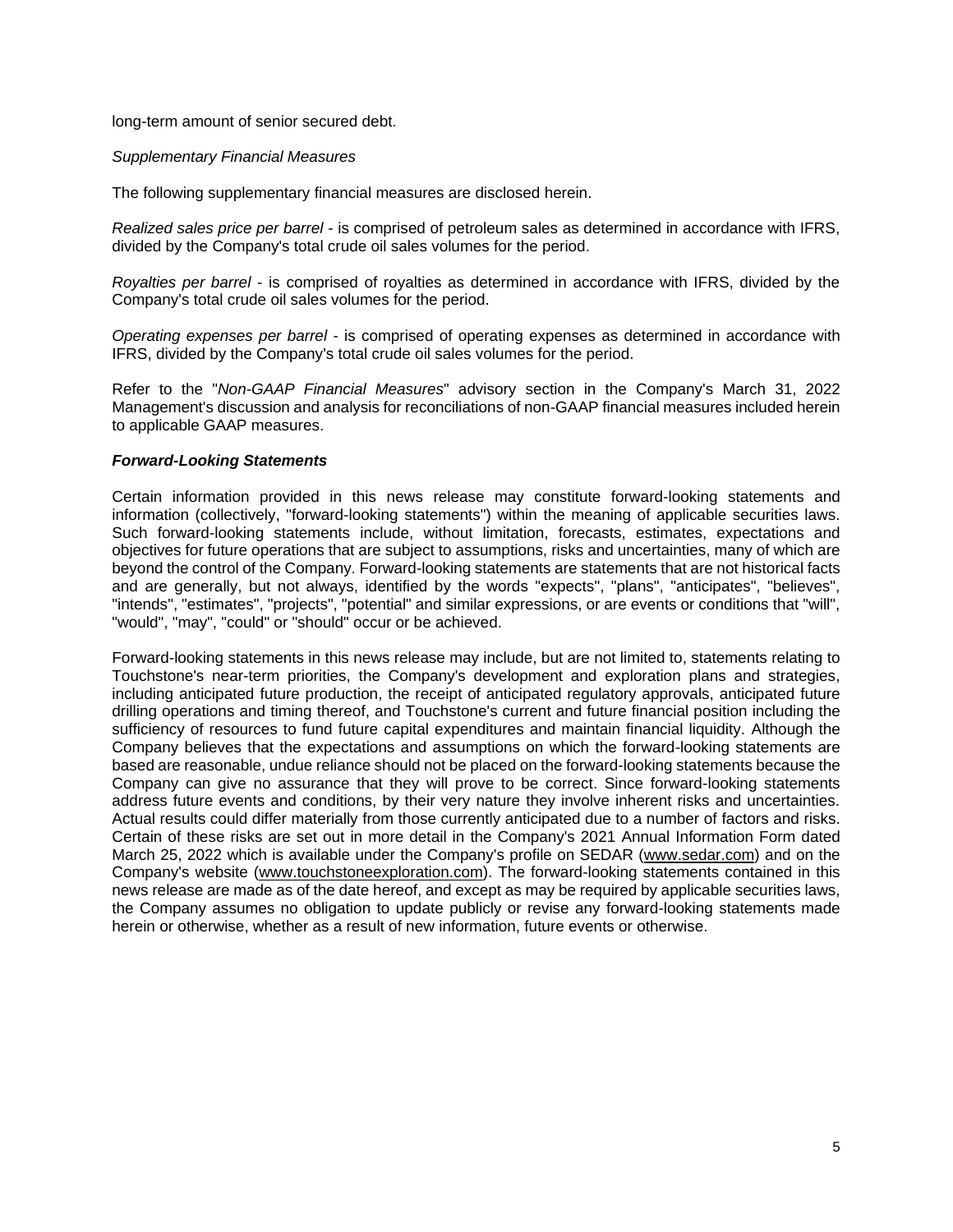long-term amount of senior secured debt.

*Supplementary Financial Measures*

The following supplementary financial measures are disclosed herein.

*Realized sales price per barrel* - is comprised of petroleum sales as determined in accordance with IFRS, divided by the Company's total crude oil sales volumes for the period.

*Royalties per barrel* - is comprised of royalties as determined in accordance with IFRS, divided by the Company's total crude oil sales volumes for the period.

*Operating expenses per barrel* - is comprised of operating expenses as determined in accordance with IFRS, divided by the Company's total crude oil sales volumes for the period.

Refer to the "*Non-GAAP Financial Measures*" advisory section in the Company's March 31, 2022 Management's discussion and analysis for reconciliations of non-GAAP financial measures included herein to applicable GAAP measures.

***Forward-Looking Statements***

Certain information provided in this news release may constitute forward-looking statements and information (collectively, "forward-looking statements") within the meaning of applicable securities laws. Such forward-looking statements include, without limitation, forecasts, estimates, expectations and objectives for future operations that are subject to assumptions, risks and uncertainties, many of which are beyond the control of the Company. Forward-looking statements are statements that are not historical facts and are generally, but not always, identified by the words "expects", "plans", "anticipates", "believes", "intends", "estimates", "projects", "potential" and similar expressions, or are events or conditions that "will", "would", "may", "could" or "should" occur or be achieved.

Forward-looking statements in this news release may include, but are not limited to, statements relating to Touchstone's near-term priorities, the Company's development and exploration plans and strategies, including anticipated future production, the receipt of anticipated regulatory approvals, anticipated future drilling operations and timing thereof, and Touchstone's current and future financial position including the sufficiency of resources to fund future capital expenditures and maintain financial liquidity. Although the Company believes that the expectations and assumptions on which the forward-looking statements are based are reasonable, undue reliance should not be placed on the forward-looking statements because the Company can give no assurance that they will prove to be correct. Since forward-looking statements address future events and conditions, by their very nature they involve inherent risks and uncertainties. Actual results could differ materially from those currently anticipated due to a number of factors and risks. Certain of these risks are set out in more detail in the Company's 2021 Annual Information Form dated March 25, 2022 which is available under the Company's profile on SEDAR (www.sedar.com) and on the Company's website (www.touchstoneexploration.com). The forward-looking statements contained in this news release are made as of the date hereof, and except as may be required by applicable securities laws, the Company assumes no obligation to update publicly or revise any forward-looking statements made herein or otherwise, whether as a result of new information, future events or otherwise.